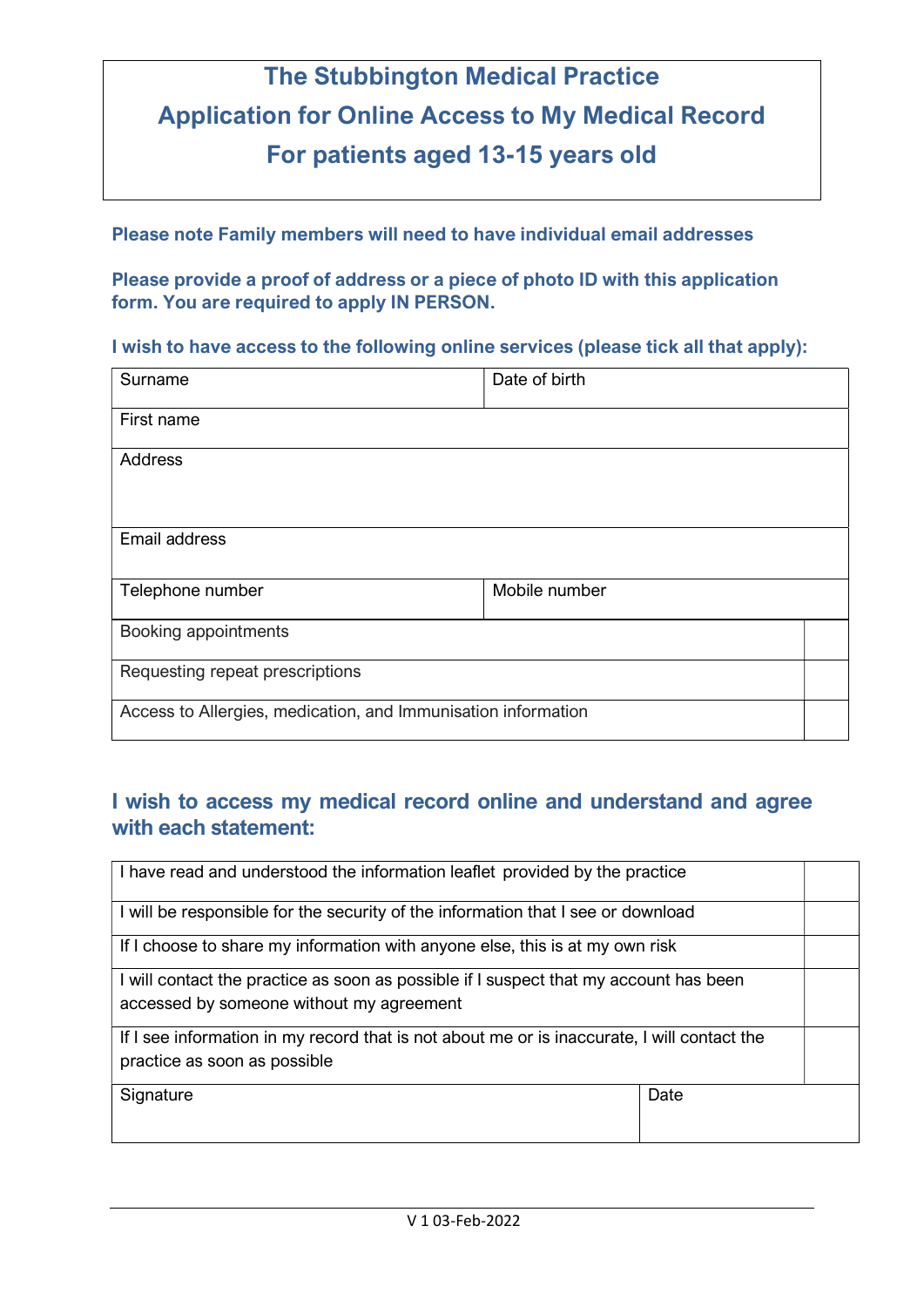# The Stubbington Medical Practice
# Application for Online Access to My Medical Record
# For patients aged 13-15 years old

**Please note Family members will need to have individual email addresses**

**Please provide a proof of address or a piece of photo ID with this application form. You are required to apply IN PERSON.**

**I wish to have access to the following online services (please tick all that apply):**

| Surname | Date of birth |
|---|---|
| First name | |
| Address | |
| Email address | |
| Telephone number | Mobile number |

| | |
|---|---|
| Booking appointments | |
| Requesting repeat prescriptions | |
| Access to Allergies, medication, and Immunisation information | |

## I wish to access my medical record online and understand and agree with each statement:

| | |
|---|---|
| I have read and understood the information leaflet provided by the practice | |
| I will be responsible for the security of the information that I see or download | |
| If I choose to share my information with anyone else, this is at my own risk | |
| I will contact the practice as soon as possible if I suspect that my account has been accessed by someone without my agreement | |
| If I see information in my record that is not about me or is inaccurate, I will contact the practice as soon as possible | |

| Signature | Date |
|---|---|
| | |

V 1 03-Feb-2022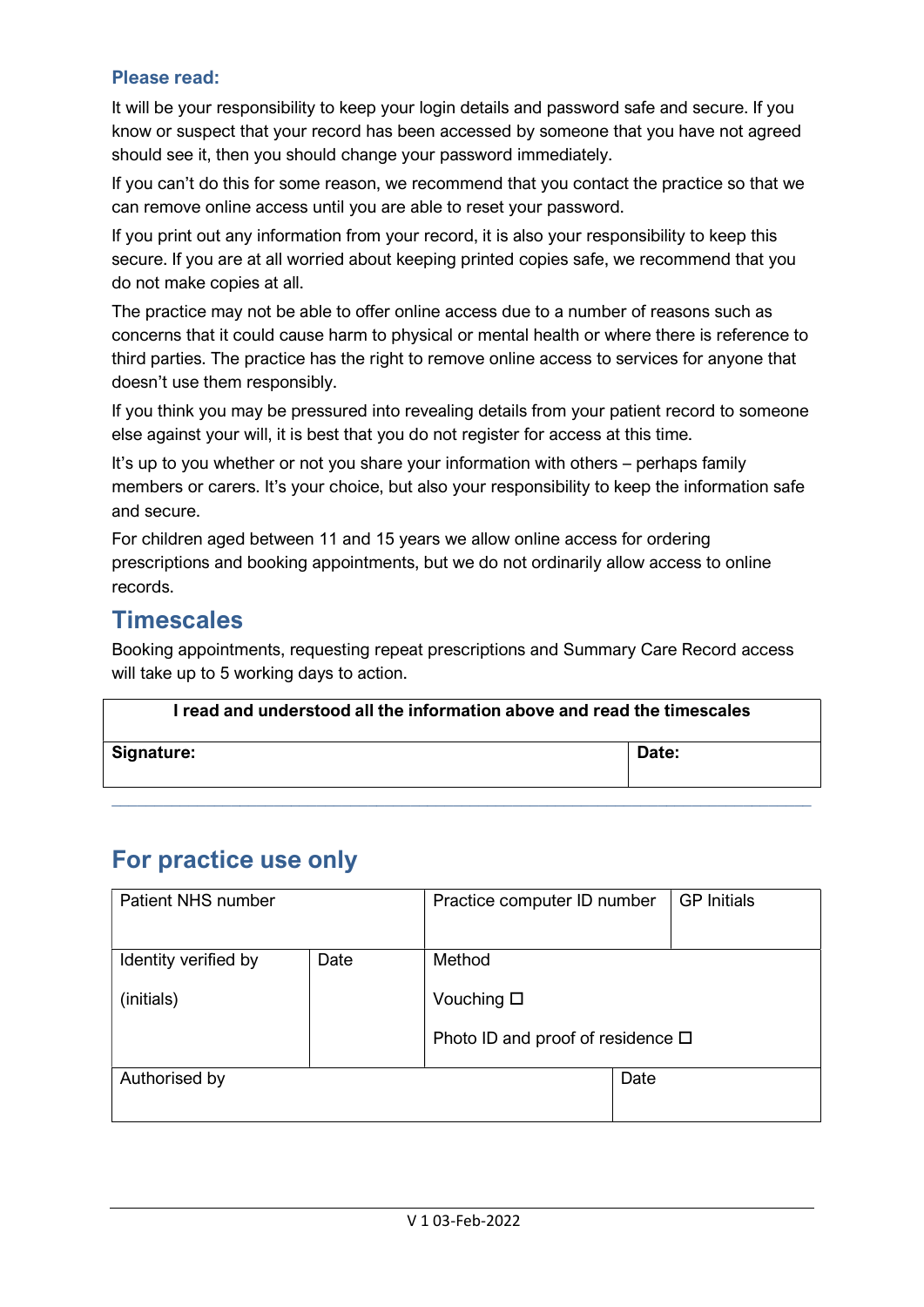**Please read:**

It will be your responsibility to keep your login details and password safe and secure. If you know or suspect that your record has been accessed by someone that you have not agreed should see it, then you should change your password immediately.

If you can't do this for some reason, we recommend that you contact the practice so that we can remove online access until you are able to reset your password.

If you print out any information from your record, it is also your responsibility to keep this secure. If you are at all worried about keeping printed copies safe, we recommend that you do not make copies at all.

The practice may not be able to offer online access due to a number of reasons such as concerns that it could cause harm to physical or mental health or where there is reference to third parties. The practice has the right to remove online access to services for anyone that doesn't use them responsibly.

If you think you may be pressured into revealing details from your patient record to someone else against your will, it is best that you do not register for access at this time.

It's up to you whether or not you share your information with others – perhaps family members or carers. It's your choice, but also your responsibility to keep the information safe and secure.

For children aged between 11 and 15 years we allow online access for ordering prescriptions and booking appointments, but we do not ordinarily allow access to online records.

## Timescales

Booking appointments, requesting repeat prescriptions and Summary Care Record access will take up to 5 working days to action.

| **I read and understood all the information above and read the timescales** | |
|---|---|
| **Signature:** | **Date:** |

## For practice use only

| Patient NHS number | | Practice computer ID number | GP Initials |
|---|---|---|---|
| Identity verified by (initials) | Date | Method<br>Vouching ☐<br>Photo ID and proof of residence ☐ | |
| Authorised by | | | Date |

V 1 03-Feb-2022